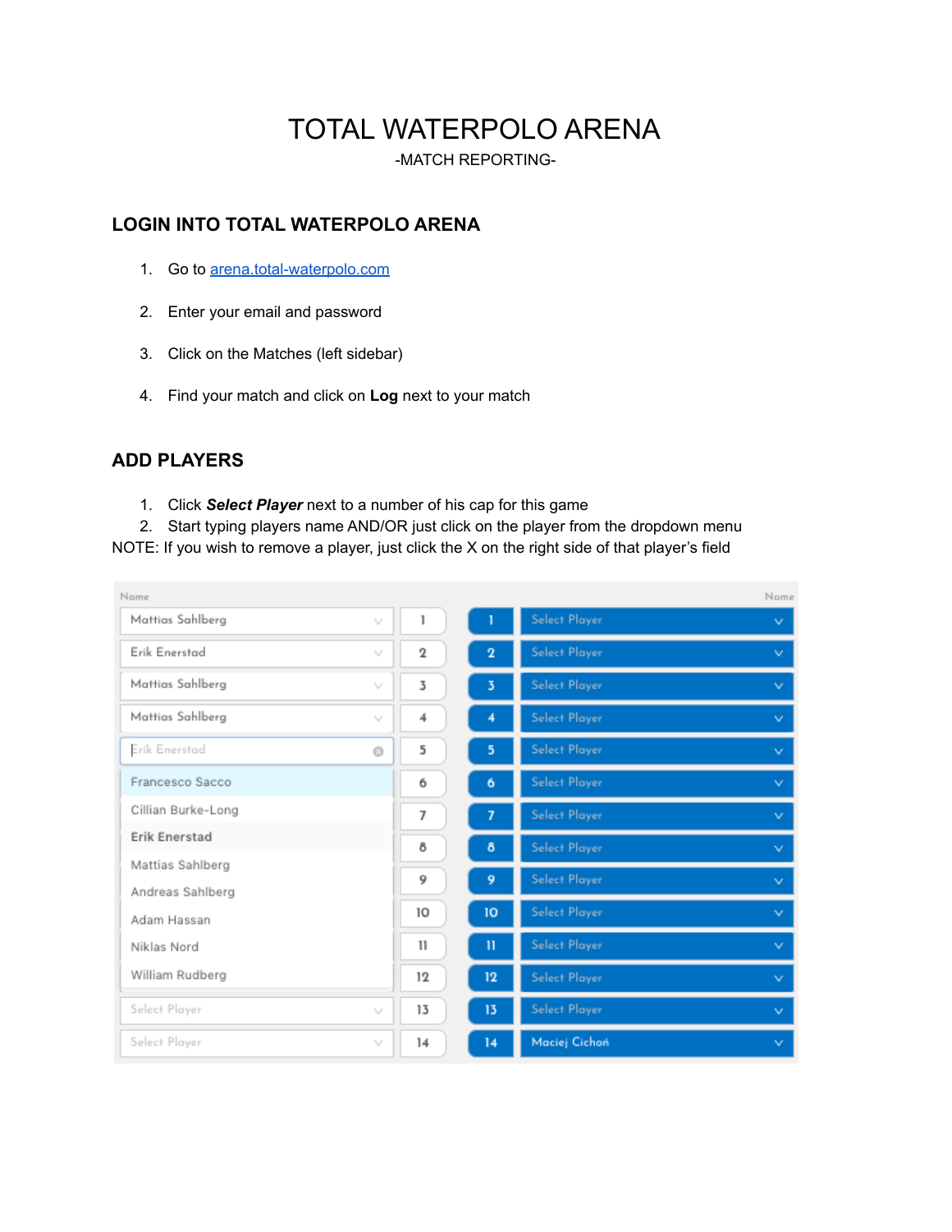# TOTAL WATERPOLO ARENA

-MATCH REPORTING-

## LOGIN INTO TOTAL WATERPOLO ARENA

1. Go to arena.total-waterpolo.com
2. Enter your email and password
3. Click on the Matches (left sidebar)
4. Find your match and click on **Log** next to your match

## ADD PLAYERS

1. Click ***Select Player*** next to a number of his cap for this game
2. Start typing players name AND/OR just click on the player from the dropdown menu

NOTE: If you wish to remove a player, just click the X on the right side of that player's field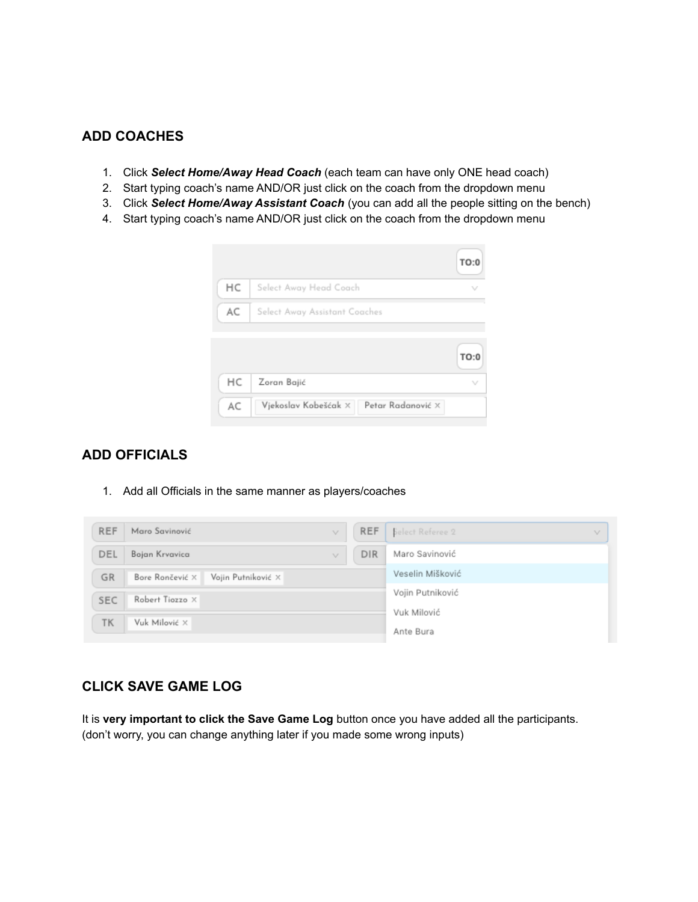## ADD COACHES

1. Click ***Select Home/Away Head Coach*** (each team can have only ONE head coach)
2. Start typing coach's name AND/OR just click on the coach from the dropdown menu
3. Click ***Select Home/Away Assistant Coach*** (you can add all the people sitting on the bench)
4. Start typing coach's name AND/OR just click on the coach from the dropdown menu

## ADD OFFICIALS

1. Add all Officials in the same manner as players/coaches

## CLICK SAVE GAME LOG

It is **very important to click the Save Game Log** button once you have added all the participants. (don't worry, you can change anything later if you made some wrong inputs)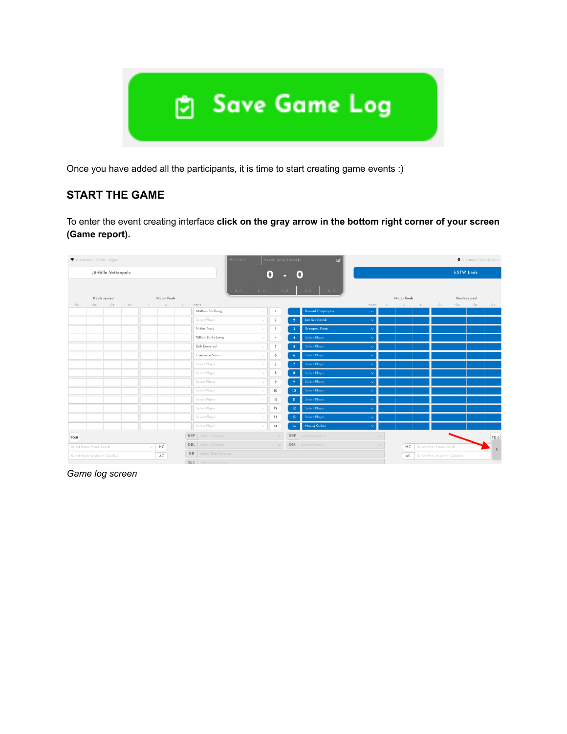Once you have added all the participants, it is time to start creating game events :)

## START THE GAME

To enter the event creating interface **click on the gray arrow in the bottom right corner of your screen (Game report).**

*Game log screen*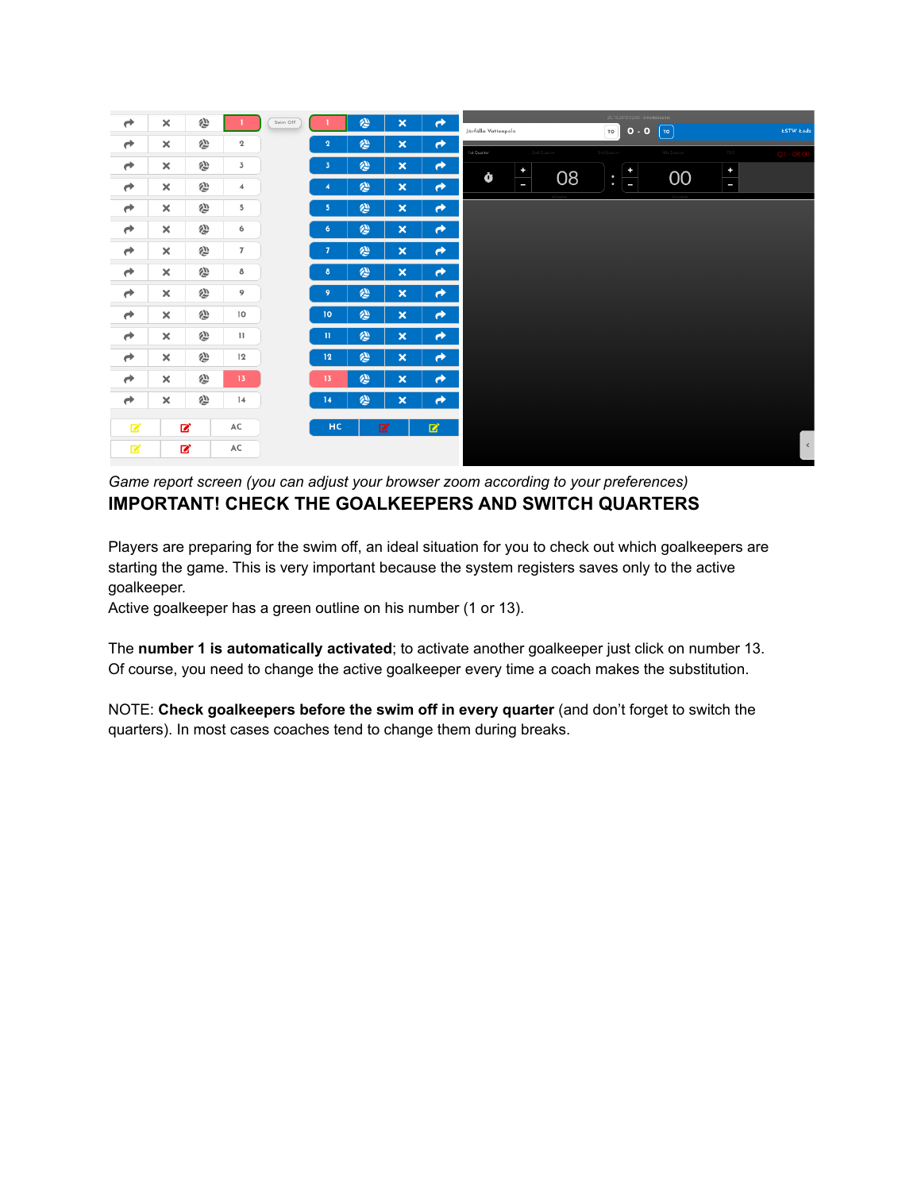*Game report screen (you can adjust your browser zoom according to your preferences)*

## IMPORTANT! CHECK THE GOALKEEPERS AND SWITCH QUARTERS

Players are preparing for the swim off, an ideal situation for you to check out which goalkeepers are starting the game. This is very important because the system registers saves only to the active goalkeeper.
Active goalkeeper has a green outline on his number (1 or 13).

The **number 1 is automatically activated**; to activate another goalkeeper just click on number 13. Of course, you need to change the active goalkeeper every time a coach makes the substitution.

NOTE: **Check goalkeepers before the swim off in every quarter** (and don't forget to switch the quarters). In most cases coaches tend to change them during breaks.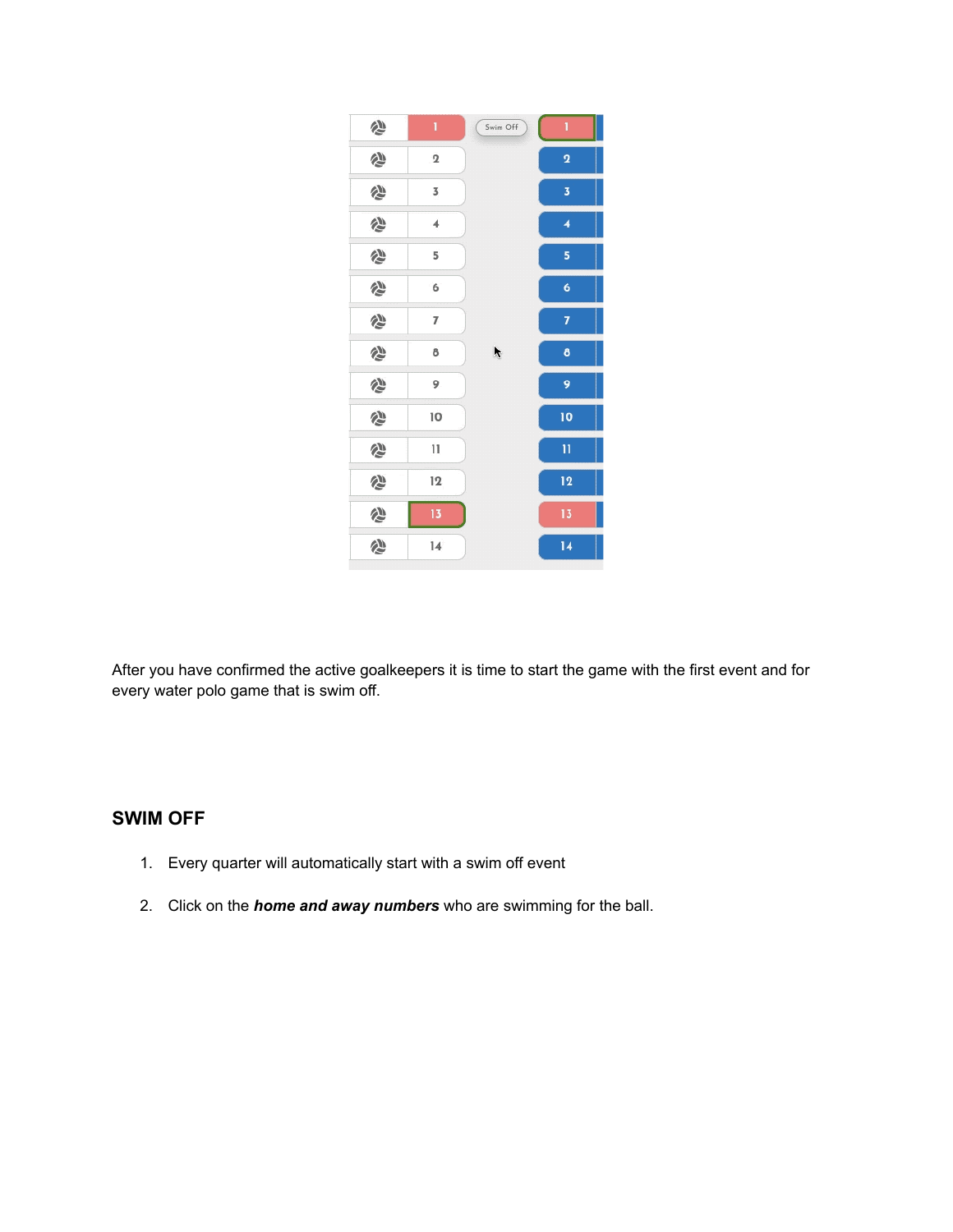After you have confirmed the active goalkeepers it is time to start the game with the first event and for every water polo game that is swim off.

## SWIM OFF

1. Every quarter will automatically start with a swim off event
2. Click on the ***home and away numbers*** who are swimming for the ball.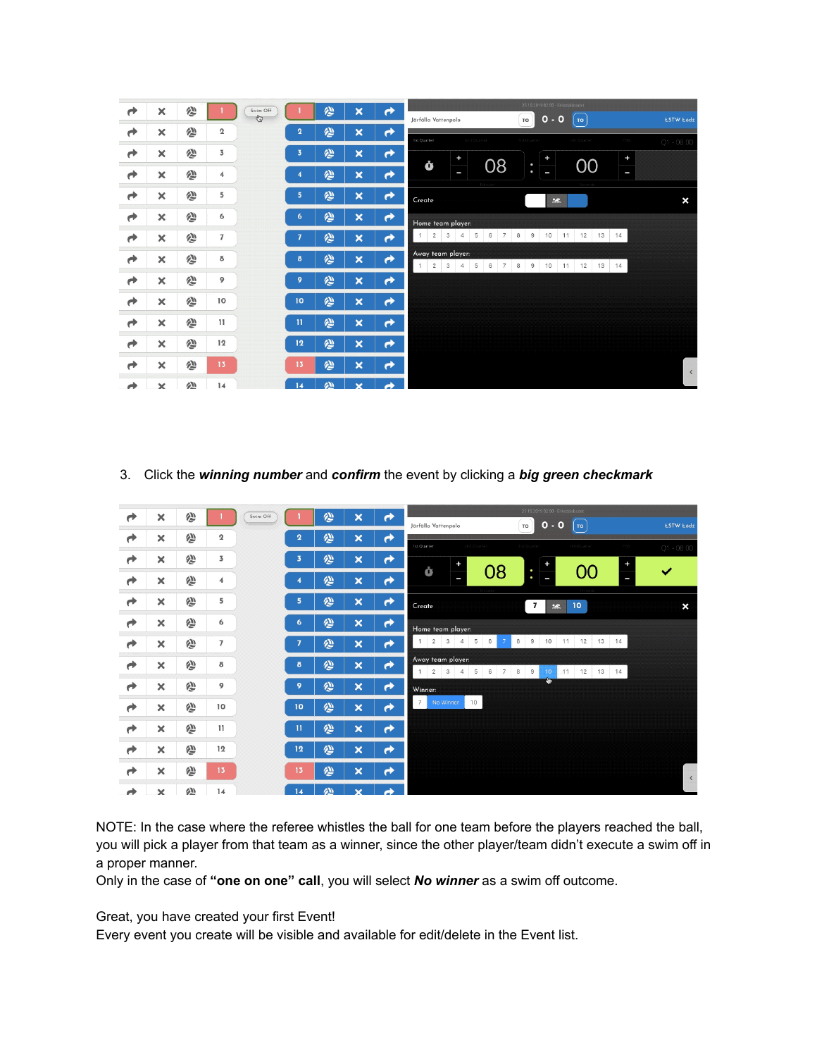3. Click the ***winning number*** and ***confirm*** the event by clicking a ***big green checkmark***

NOTE: In the case where the referee whistles the ball for one team before the players reached the ball, you will pick a player from that team as a winner, since the other player/team didn't execute a swim off in a proper manner.
Only in the case of **"one on one" call**, you will select ***No winner*** as a swim off outcome.

Great, you have created your first Event!
Every event you create will be visible and available for edit/delete in the Event list.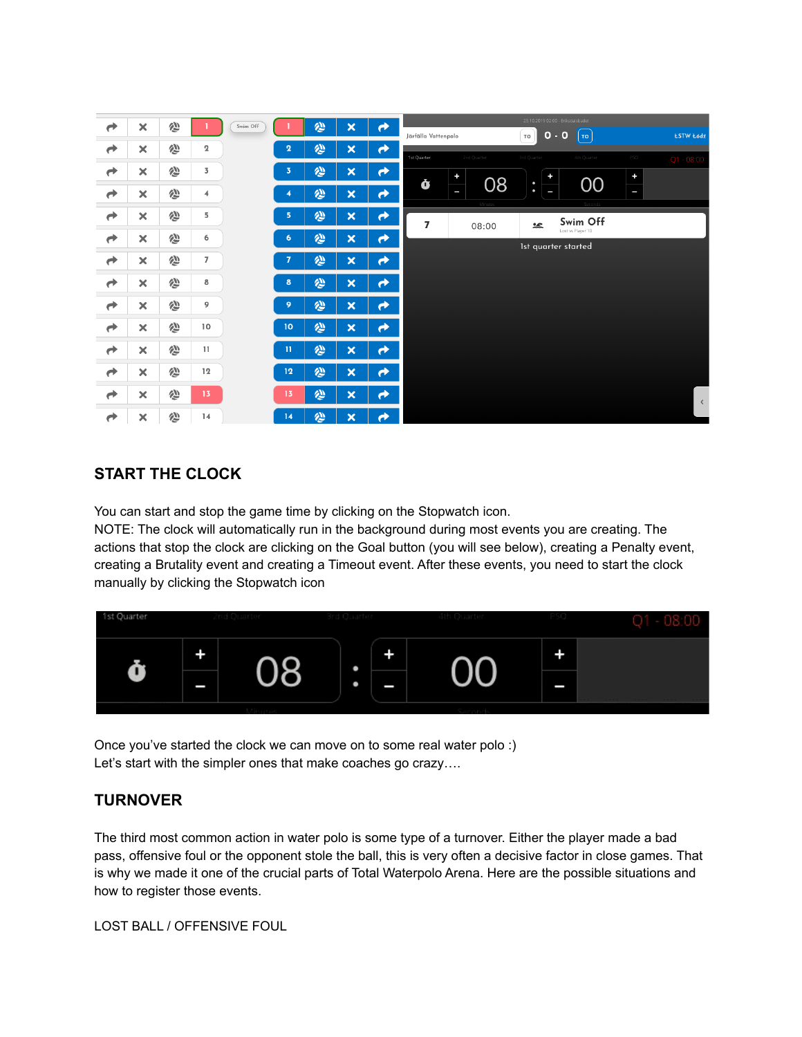## START THE CLOCK

You can start and stop the game time by clicking on the Stopwatch icon.
NOTE: The clock will automatically run in the background during most events you are creating. The actions that stop the clock are clicking on the Goal button (you will see below), creating a Penalty event, creating a Brutality event and creating a Timeout event. After these events, you need to start the clock manually by clicking the Stopwatch icon

Once you've started the clock we can move on to some real water polo :)
Let's start with the simpler ones that make coaches go crazy….

## TURNOVER

The third most common action in water polo is some type of a turnover. Either the player made a bad pass, offensive foul or the opponent stole the ball, this is very often a decisive factor in close games. That is why we made it one of the crucial parts of Total Waterpolo Arena. Here are the possible situations and how to register those events.

LOST BALL / OFFENSIVE FOUL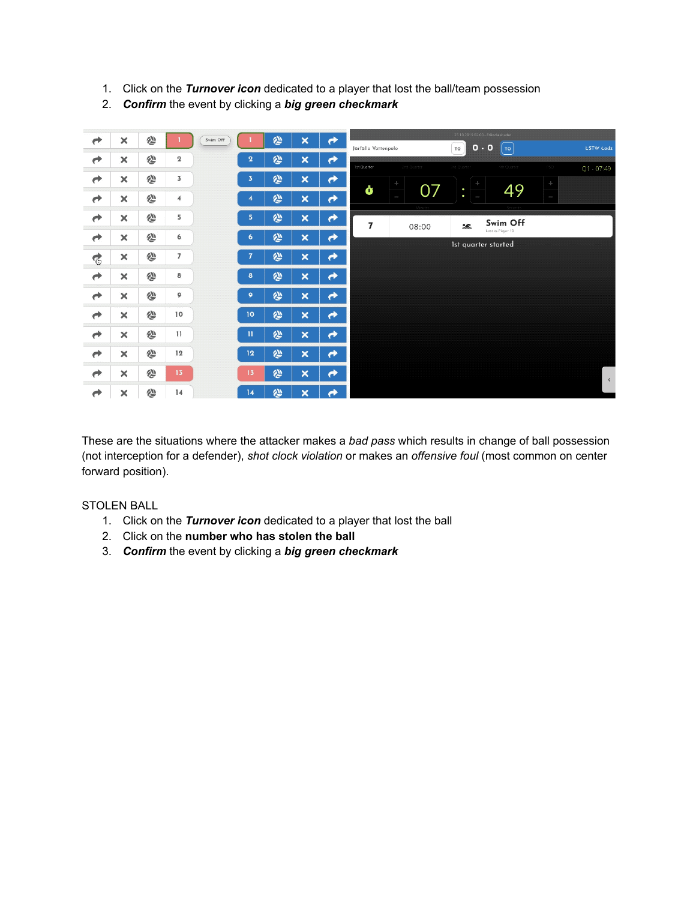1. Click on the ***Turnover icon*** dedicated to a player that lost the ball/team possession
2. ***Confirm*** the event by clicking a ***big green checkmark***

These are the situations where the attacker makes a *bad pass* which results in change of ball possession (not interception for a defender), *shot clock violation* or makes an *offensive foul* (most common on center forward position).

STOLEN BALL

1. Click on the ***Turnover icon*** dedicated to a player that lost the ball
2. Click on the **number who has stolen the ball**
3. ***Confirm*** the event by clicking a ***big green checkmark***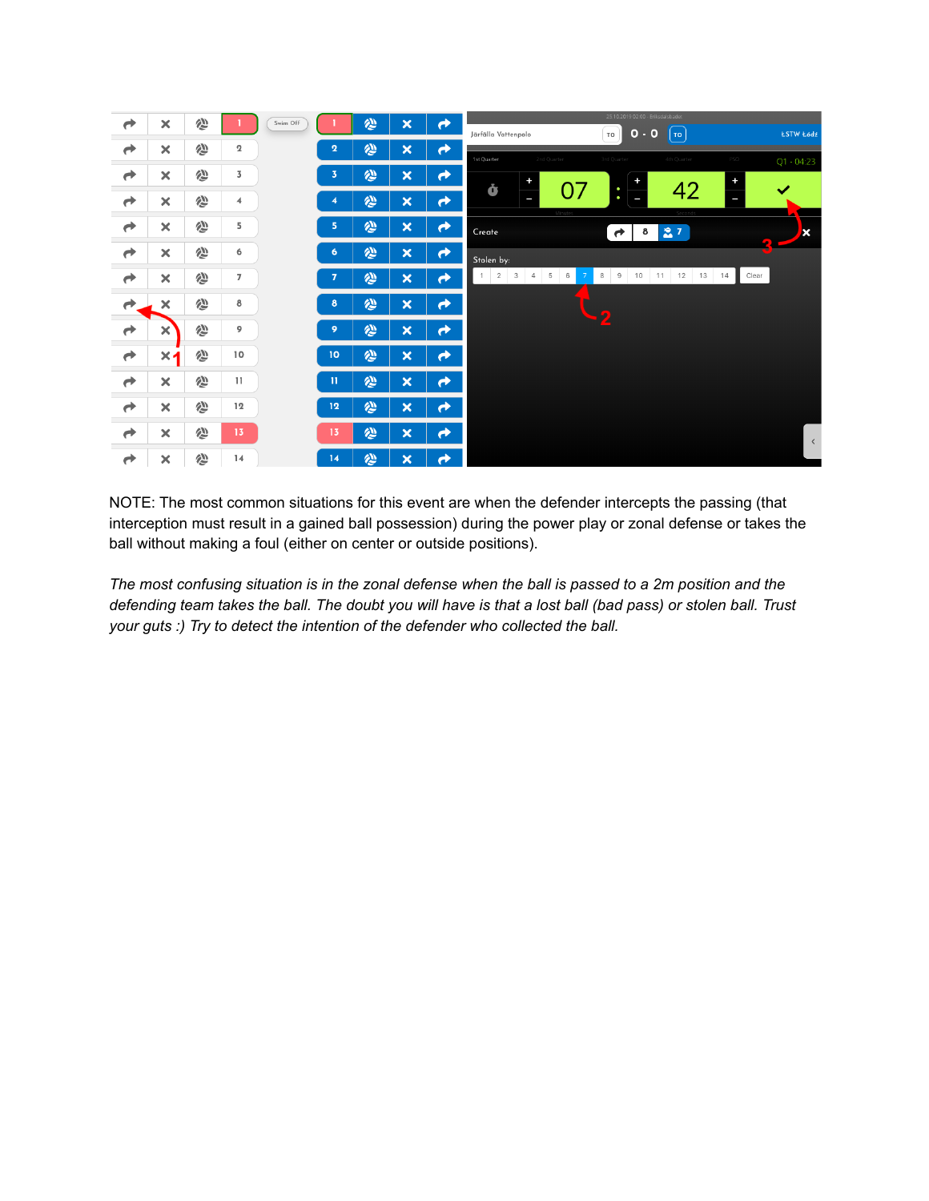NOTE: The most common situations for this event are when the defender intercepts the passing (that interception must result in a gained ball possession) during the power play or zonal defense or takes the ball without making a foul (either on center or outside positions).

*The most confusing situation is in the zonal defense when the ball is passed to a 2m position and the defending team takes the ball. The doubt you will have is that a lost ball (bad pass) or stolen ball. Trust your guts :) Try to detect the intention of the defender who collected the ball.*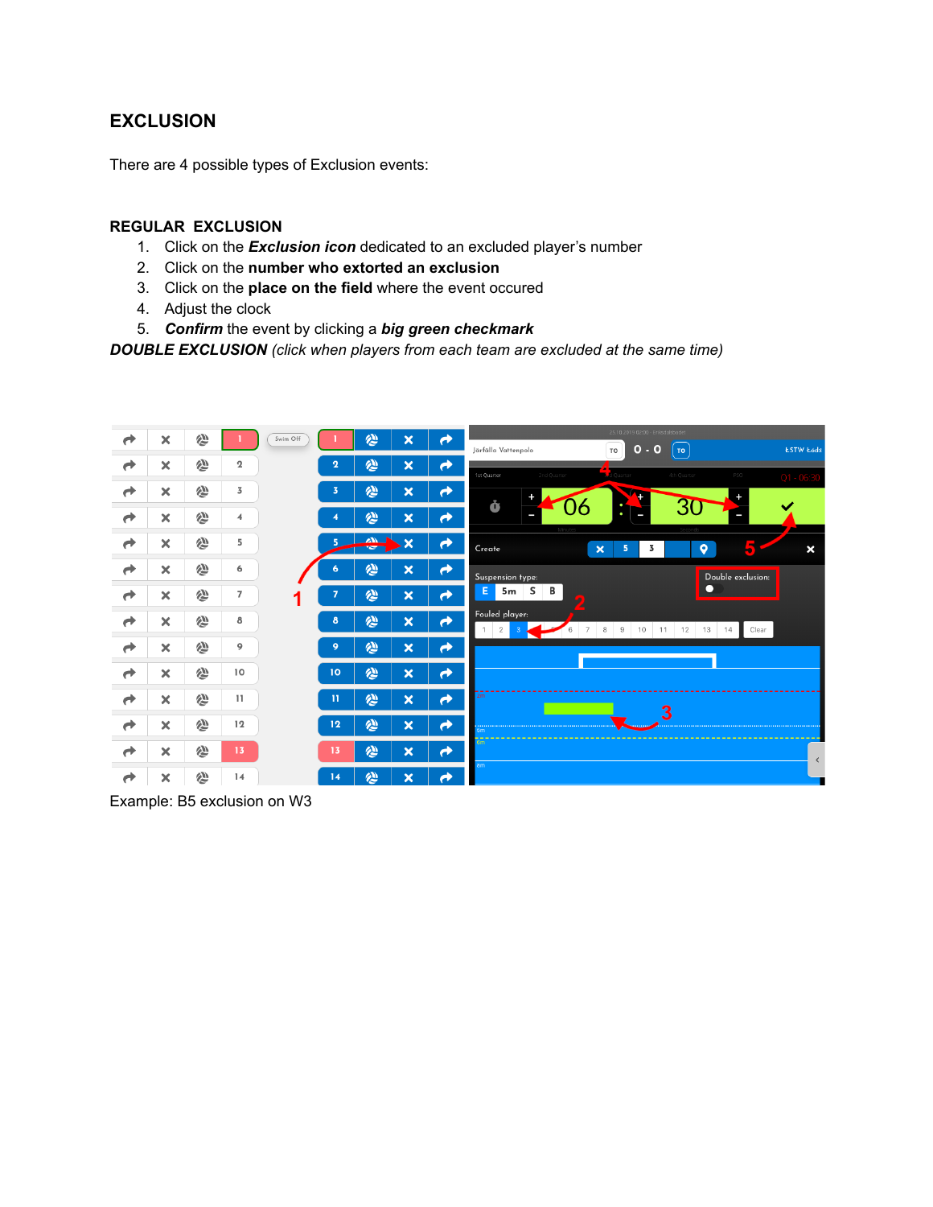# EXCLUSION

There are 4 possible types of Exclusion events:

## REGULAR EXCLUSION

1. Click on the ***Exclusion icon*** dedicated to an excluded player's number
2. Click on the **number who extorted an exclusion**
3. Click on the **place on the field** where the event occured
4. Adjust the clock
5. ***Confirm*** the event by clicking a ***big green checkmark***

***DOUBLE EXCLUSION*** *(click when players from each team are excluded at the same time)*

Example: B5 exclusion on W3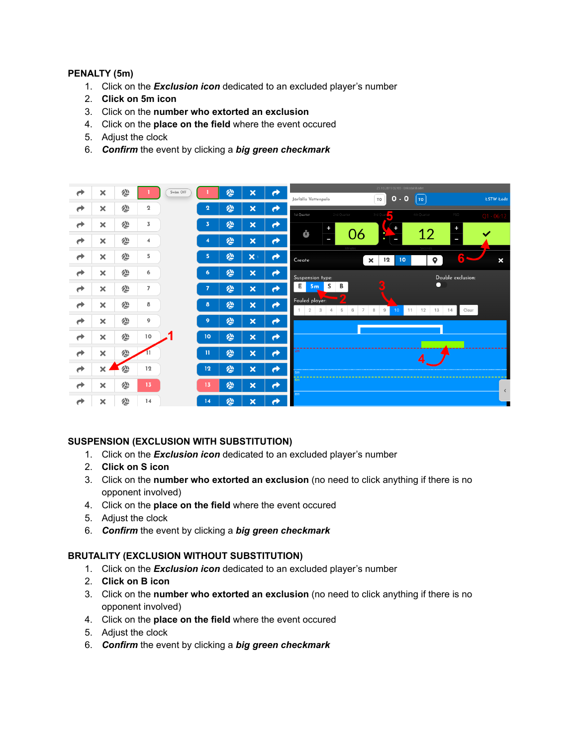**PENALTY (5m)**

1. Click on the ***Exclusion icon*** dedicated to an excluded player's number
2. **Click on 5m icon**
3. Click on the **number who extorted an exclusion**
4. Click on the **place on the field** where the event occured
5. Adjust the clock
6. ***Confirm*** the event by clicking a ***big green checkmark***

**SUSPENSION (EXCLUSION WITH SUBSTITUTION)**

1. Click on the ***Exclusion icon*** dedicated to an excluded player's number
2. **Click on S icon**
3. Click on the **number who extorted an exclusion** (no need to click anything if there is no opponent involved)
4. Click on the **place on the field** where the event occured
5. Adjust the clock
6. ***Confirm*** the event by clicking a ***big green checkmark***

**BRUTALITY (EXCLUSION WITHOUT SUBSTITUTION)**

1. Click on the ***Exclusion icon*** dedicated to an excluded player's number
2. **Click on B icon**
3. Click on the **number who extorted an exclusion** (no need to click anything if there is no opponent involved)
4. Click on the **place on the field** where the event occured
5. Adjust the clock
6. ***Confirm*** the event by clicking a ***big green checkmark***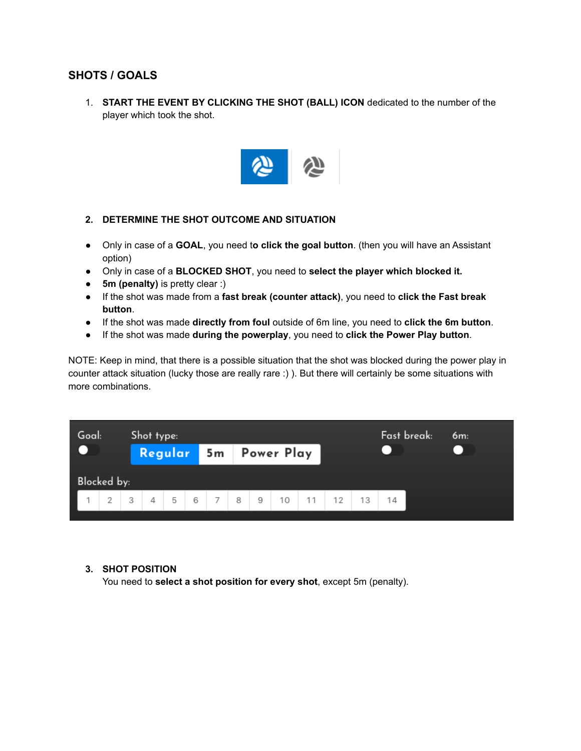## SHOTS / GOALS

1. **START THE EVENT BY CLICKING THE SHOT (BALL) ICON** dedicated to the number of the player which took the shot.

2. **DETERMINE THE SHOT OUTCOME AND SITUATION**

- Only in case of a **GOAL**, you need t**o click the goal button**. (then you will have an Assistant option)
- Only in case of a **BLOCKED SHOT**, you need to **select the player which blocked it.**
- **5m (penalty)** is pretty clear :)
- If the shot was made from a **fast break (counter attack)**, you need to **click the Fast break button**.
- If the shot was made **directly from foul** outside of 6m line, you need to **click the 6m button**.
- If the shot was made **during the powerplay**, you need to **click the Power Play button**.

NOTE: Keep in mind, that there is a possible situation that the shot was blocked during the power play in counter attack situation (lucky those are really rare :) ). But there will certainly be some situations with more combinations.

3. **SHOT POSITION**
   You need to **select a shot position for every shot**, except 5m (penalty).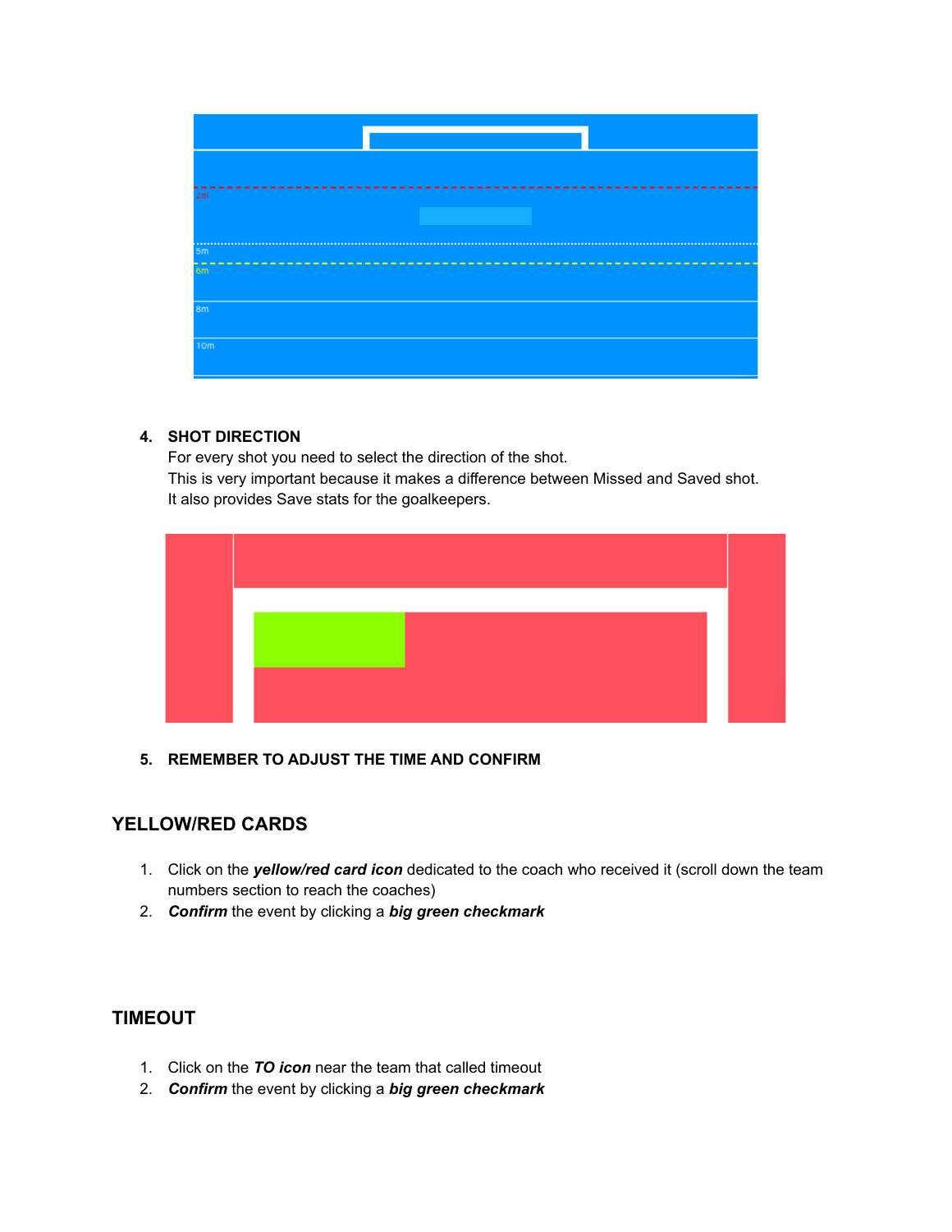4. **SHOT DIRECTION**
   For every shot you need to select the direction of the shot.
   This is very important because it makes a difference between Missed and Saved shot.
   It also provides Save stats for the goalkeepers.

5. **REMEMBER TO ADJUST THE TIME AND CONFIRM**

## YELLOW/RED CARDS

1. Click on the ***yellow/red card icon*** dedicated to the coach who received it (scroll down the team numbers section to reach the coaches)
2. ***Confirm*** the event by clicking a ***big green checkmark***

## TIMEOUT

1. Click on the ***TO icon*** near the team that called timeout
2. ***Confirm*** the event by clicking a ***big green checkmark***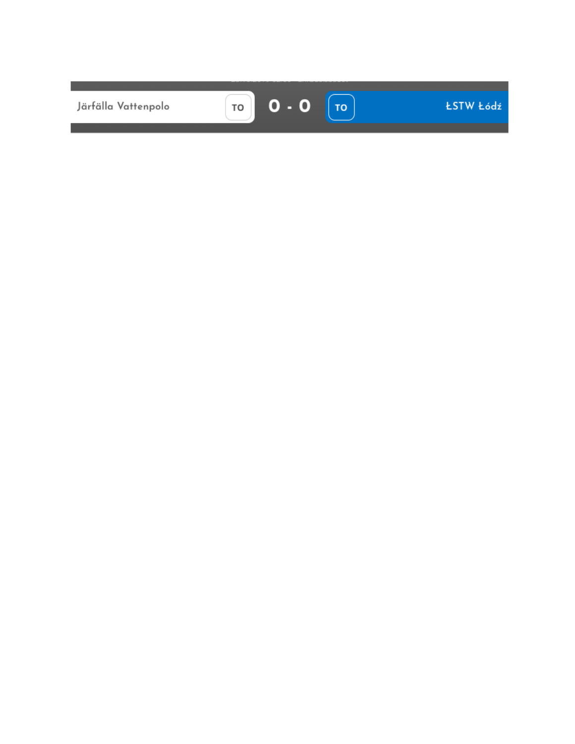Järfälla Vattenpolo TO 0 - 0 TO ŁSTW Łódź